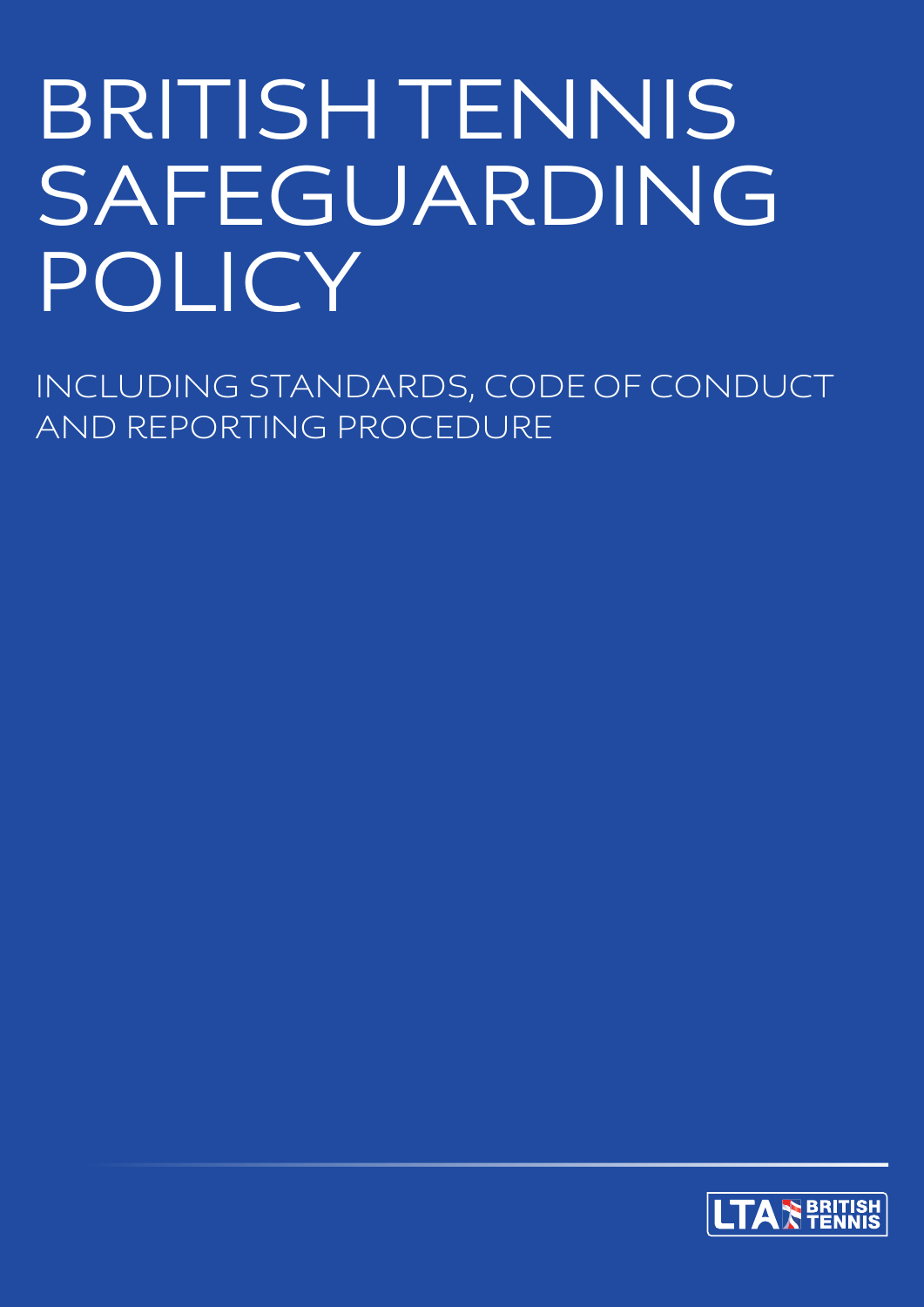# BRITISH TENNIS SAFEGUARDING POLICY

## INCLUDING STANDARDS, CODE OF CONDUCT AND REPORTING PROCEDURE

LTA BRITISH TENNIS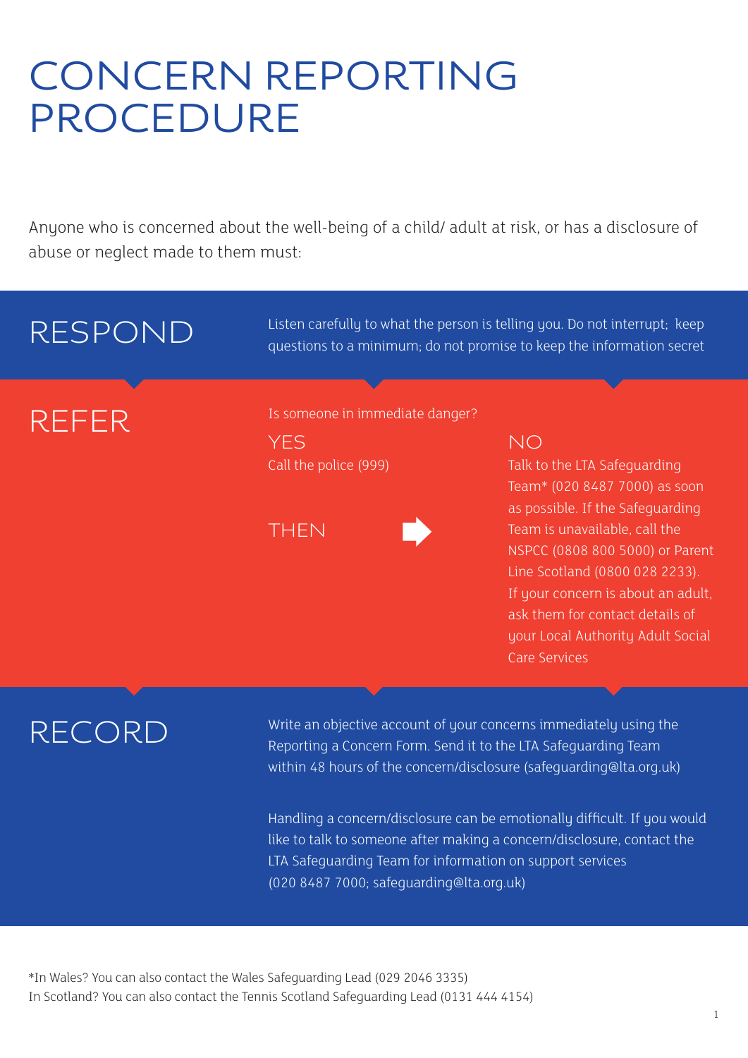# CONCERN REPORTING PROCEDURE

Anyone who is concerned about the well-being of a child/ adult at risk, or has a disclosure of abuse or neglect made to them must:

## RESPOND

Listen carefully to what the person is telling you. Do not interrupt; keep questions to a minimum; do not promise to keep the information secret

## REFER

Is someone in immediate danger?

**YES**

Call the police (999)

**THEN** ➡

**NO**

Talk to the LTA Safeguarding Team* (020 8487 7000) as soon as possible. If the Safeguarding Team is unavailable, call the NSPCC (0808 800 5000) or Parent Line Scotland (0800 028 2233). If your concern is about an adult, ask them for contact details of your Local Authority Adult Social Care Services

## RECORD

Write an objective account of your concerns immediately using the Reporting a Concern Form. Send it to the LTA Safeguarding Team within 48 hours of the concern/disclosure (safeguarding@lta.org.uk)

Handling a concern/disclosure can be emotionally difficult. If you would like to talk to someone after making a concern/disclosure, contact the LTA Safeguarding Team for information on support services (020 8487 7000; safeguarding@lta.org.uk)

*In Wales? You can also contact the Wales Safeguarding Lead (029 2046 3335)
In Scotland? You can also contact the Tennis Scotland Safeguarding Lead (0131 444 4154)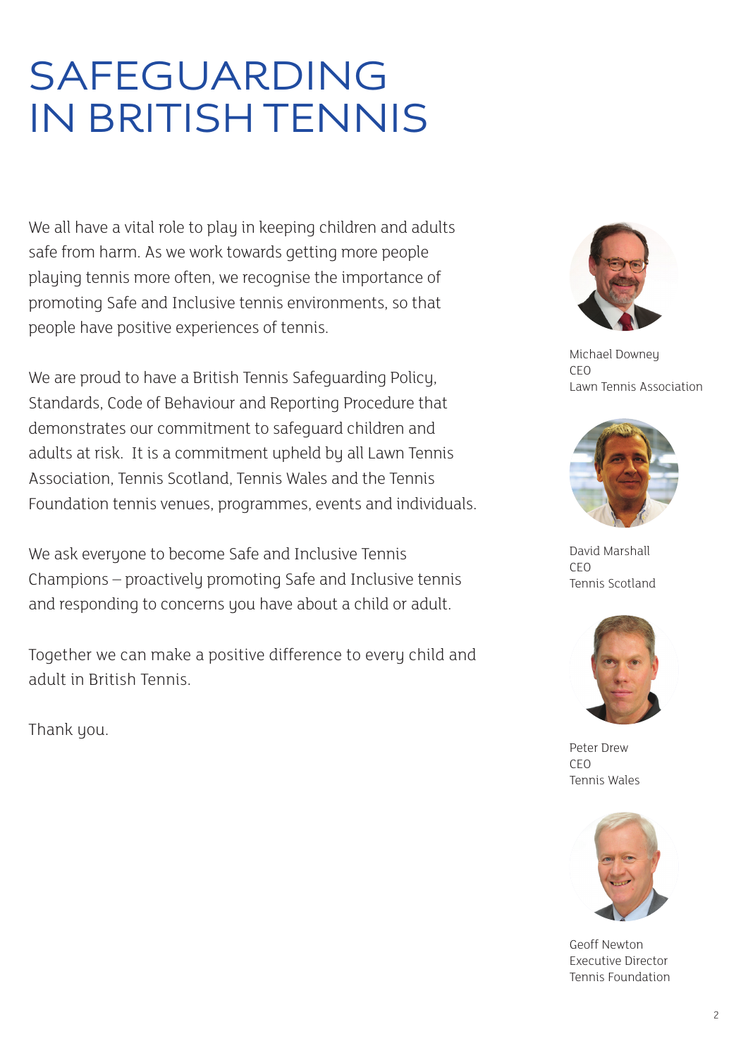# SAFEGUARDING IN BRITISH TENNIS

We all have a vital role to play in keeping children and adults safe from harm. As we work towards getting more people playing tennis more often, we recognise the importance of promoting Safe and Inclusive tennis environments, so that people have positive experiences of tennis.

We are proud to have a British Tennis Safeguarding Policy, Standards, Code of Behaviour and Reporting Procedure that demonstrates our commitment to safeguard children and adults at risk. It is a commitment upheld by all Lawn Tennis Association, Tennis Scotland, Tennis Wales and the Tennis Foundation tennis venues, programmes, events and individuals.

We ask everyone to become Safe and Inclusive Tennis Champions – proactively promoting Safe and Inclusive tennis and responding to concerns you have about a child or adult.

Together we can make a positive difference to every child and adult in British Tennis.

Thank you.

Michael Downey
CEO
Lawn Tennis Association

David Marshall
CEO
Tennis Scotland

Peter Drew
CEO
Tennis Wales

Geoff Newton
Executive Director
Tennis Foundation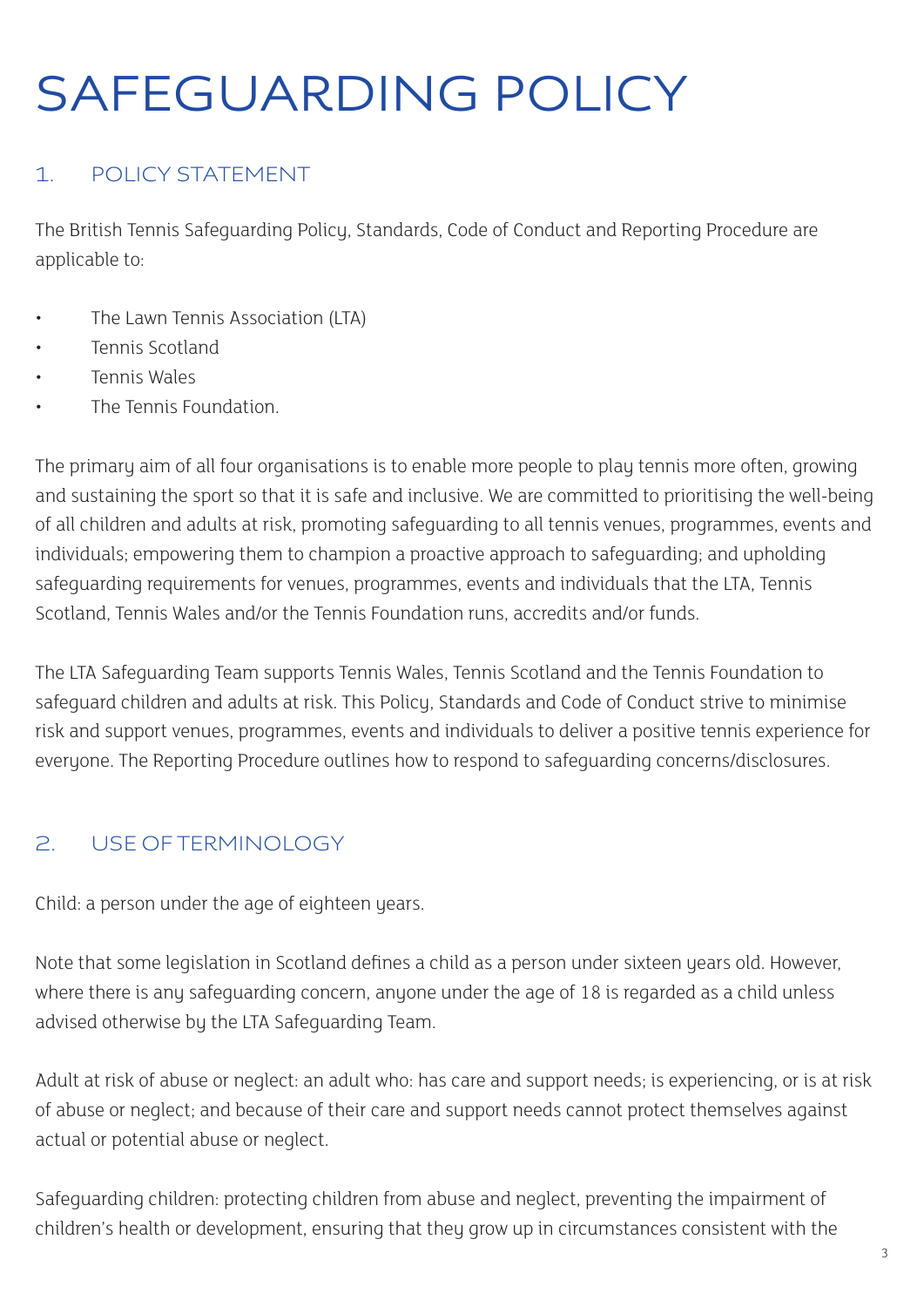# SAFEGUARDING POLICY

## 1. POLICY STATEMENT

The British Tennis Safeguarding Policy, Standards, Code of Conduct and Reporting Procedure are applicable to:

- The Lawn Tennis Association (LTA)
- Tennis Scotland
- Tennis Wales
- The Tennis Foundation.

The primary aim of all four organisations is to enable more people to play tennis more often, growing and sustaining the sport so that it is safe and inclusive. We are committed to prioritising the well-being of all children and adults at risk, promoting safeguarding to all tennis venues, programmes, events and individuals; empowering them to champion a proactive approach to safeguarding; and upholding safeguarding requirements for venues, programmes, events and individuals that the LTA, Tennis Scotland, Tennis Wales and/or the Tennis Foundation runs, accredits and/or funds.

The LTA Safeguarding Team supports Tennis Wales, Tennis Scotland and the Tennis Foundation to safeguard children and adults at risk. This Policy, Standards and Code of Conduct strive to minimise risk and support venues, programmes, events and individuals to deliver a positive tennis experience for everyone. The Reporting Procedure outlines how to respond to safeguarding concerns/disclosures.

## 2. USE OF TERMINOLOGY

Child: a person under the age of eighteen years.

Note that some legislation in Scotland defines a child as a person under sixteen years old. However, where there is any safeguarding concern, anyone under the age of 18 is regarded as a child unless advised otherwise by the LTA Safeguarding Team.

Adult at risk of abuse or neglect: an adult who: has care and support needs; is experiencing, or is at risk of abuse or neglect; and because of their care and support needs cannot protect themselves against actual or potential abuse or neglect.

Safeguarding children: protecting children from abuse and neglect, preventing the impairment of children's health or development, ensuring that they grow up in circumstances consistent with the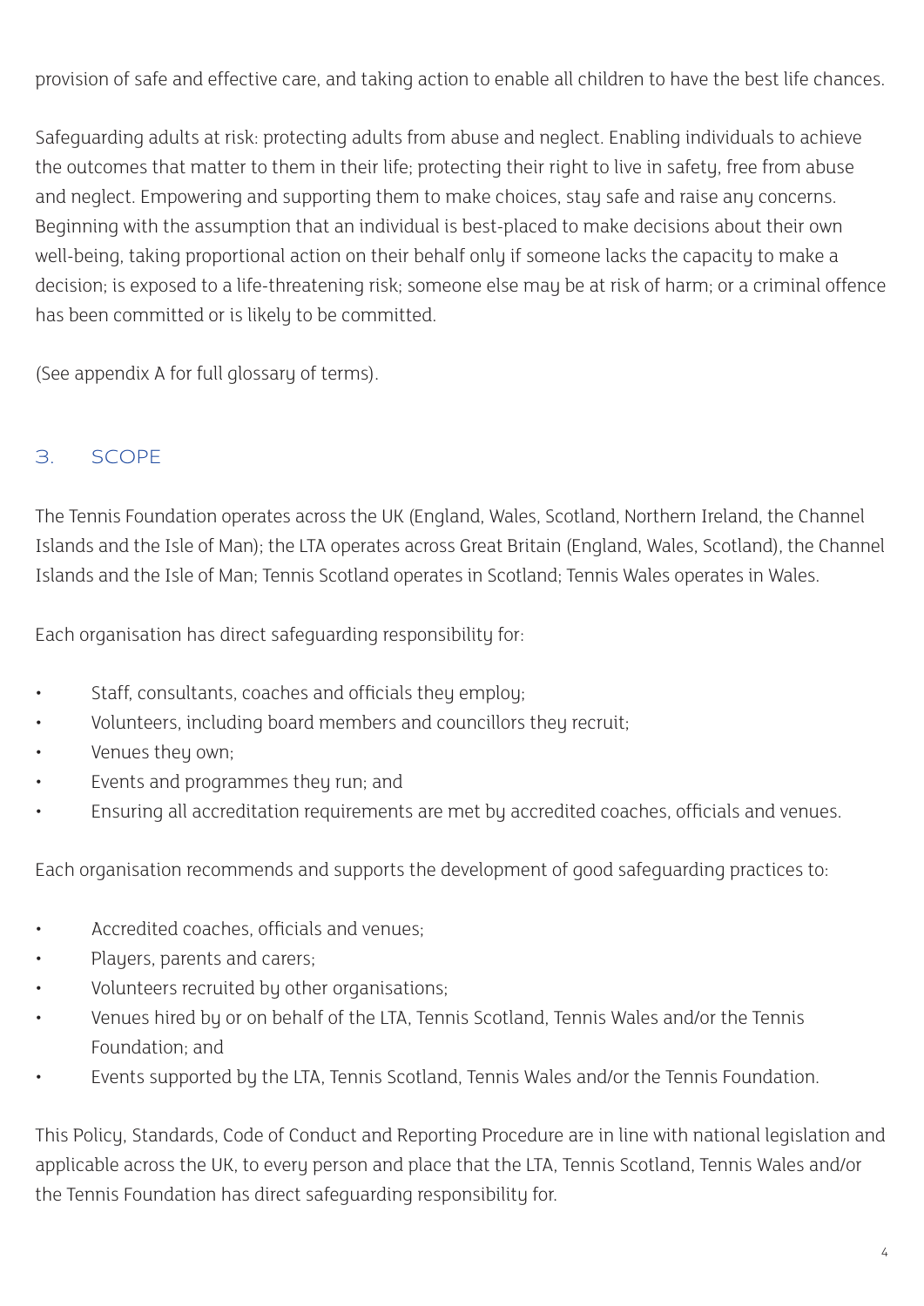provision of safe and effective care, and taking action to enable all children to have the best life chances.

Safeguarding adults at risk: protecting adults from abuse and neglect. Enabling individuals to achieve the outcomes that matter to them in their life; protecting their right to live in safety, free from abuse and neglect. Empowering and supporting them to make choices, stay safe and raise any concerns. Beginning with the assumption that an individual is best-placed to make decisions about their own well-being, taking proportional action on their behalf only if someone lacks the capacity to make a decision; is exposed to a life-threatening risk; someone else may be at risk of harm; or a criminal offence has been committed or is likely to be committed.

(See appendix A for full glossary of terms).

## 3. SCOPE

The Tennis Foundation operates across the UK (England, Wales, Scotland, Northern Ireland, the Channel Islands and the Isle of Man); the LTA operates across Great Britain (England, Wales, Scotland), the Channel Islands and the Isle of Man; Tennis Scotland operates in Scotland; Tennis Wales operates in Wales.

Each organisation has direct safeguarding responsibility for:

- Staff, consultants, coaches and officials they employ;
- Volunteers, including board members and councillors they recruit;
- Venues they own;
- Events and programmes they run; and
- Ensuring all accreditation requirements are met by accredited coaches, officials and venues.

Each organisation recommends and supports the development of good safeguarding practices to:

- Accredited coaches, officials and venues;
- Players, parents and carers;
- Volunteers recruited by other organisations;
- Venues hired by or on behalf of the LTA, Tennis Scotland, Tennis Wales and/or the Tennis Foundation; and
- Events supported by the LTA, Tennis Scotland, Tennis Wales and/or the Tennis Foundation.

This Policy, Standards, Code of Conduct and Reporting Procedure are in line with national legislation and applicable across the UK, to every person and place that the LTA, Tennis Scotland, Tennis Wales and/or the Tennis Foundation has direct safeguarding responsibility for.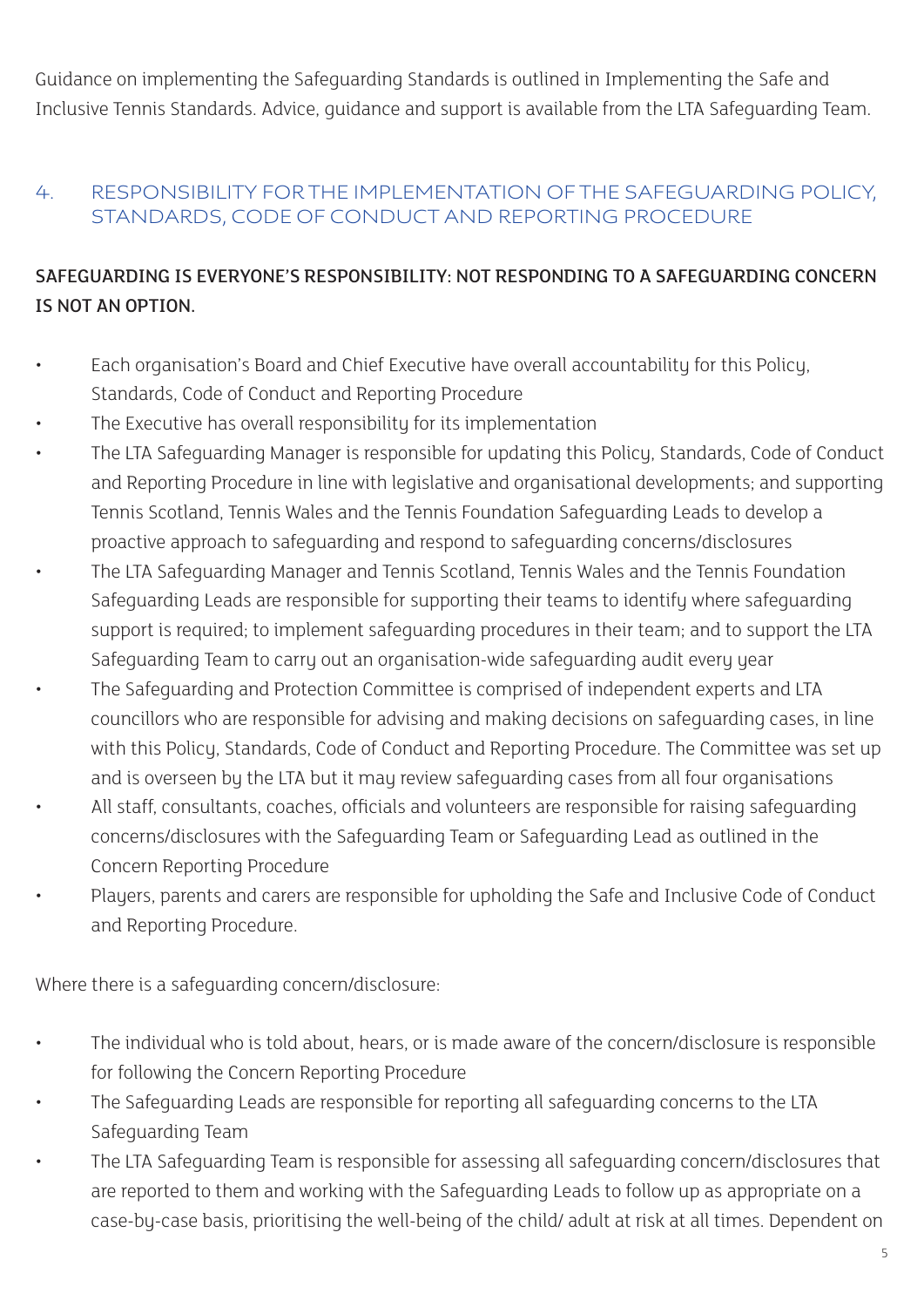Guidance on implementing the Safeguarding Standards is outlined in Implementing the Safe and Inclusive Tennis Standards. Advice, guidance and support is available from the LTA Safeguarding Team.

## 4. RESPONSIBILITY FOR THE IMPLEMENTATION OF THE SAFEGUARDING POLICY, STANDARDS, CODE OF CONDUCT AND REPORTING PROCEDURE

**SAFEGUARDING IS EVERYONE'S RESPONSIBILITY: NOT RESPONDING TO A SAFEGUARDING CONCERN IS NOT AN OPTION.**

- Each organisation's Board and Chief Executive have overall accountability for this Policy, Standards, Code of Conduct and Reporting Procedure
- The Executive has overall responsibility for its implementation
- The LTA Safeguarding Manager is responsible for updating this Policy, Standards, Code of Conduct and Reporting Procedure in line with legislative and organisational developments; and supporting Tennis Scotland, Tennis Wales and the Tennis Foundation Safeguarding Leads to develop a proactive approach to safeguarding and respond to safeguarding concerns/disclosures
- The LTA Safeguarding Manager and Tennis Scotland, Tennis Wales and the Tennis Foundation Safeguarding Leads are responsible for supporting their teams to identify where safeguarding support is required; to implement safeguarding procedures in their team; and to support the LTA Safeguarding Team to carry out an organisation-wide safeguarding audit every year
- The Safeguarding and Protection Committee is comprised of independent experts and LTA councillors who are responsible for advising and making decisions on safeguarding cases, in line with this Policy, Standards, Code of Conduct and Reporting Procedure. The Committee was set up and is overseen by the LTA but it may review safeguarding cases from all four organisations
- All staff, consultants, coaches, officials and volunteers are responsible for raising safeguarding concerns/disclosures with the Safeguarding Team or Safeguarding Lead as outlined in the Concern Reporting Procedure
- Players, parents and carers are responsible for upholding the Safe and Inclusive Code of Conduct and Reporting Procedure.

Where there is a safeguarding concern/disclosure:

- The individual who is told about, hears, or is made aware of the concern/disclosure is responsible for following the Concern Reporting Procedure
- The Safeguarding Leads are responsible for reporting all safeguarding concerns to the LTA Safeguarding Team
- The LTA Safeguarding Team is responsible for assessing all safeguarding concern/disclosures that are reported to them and working with the Safeguarding Leads to follow up as appropriate on a case-by-case basis, prioritising the well-being of the child/ adult at risk at all times. Dependent on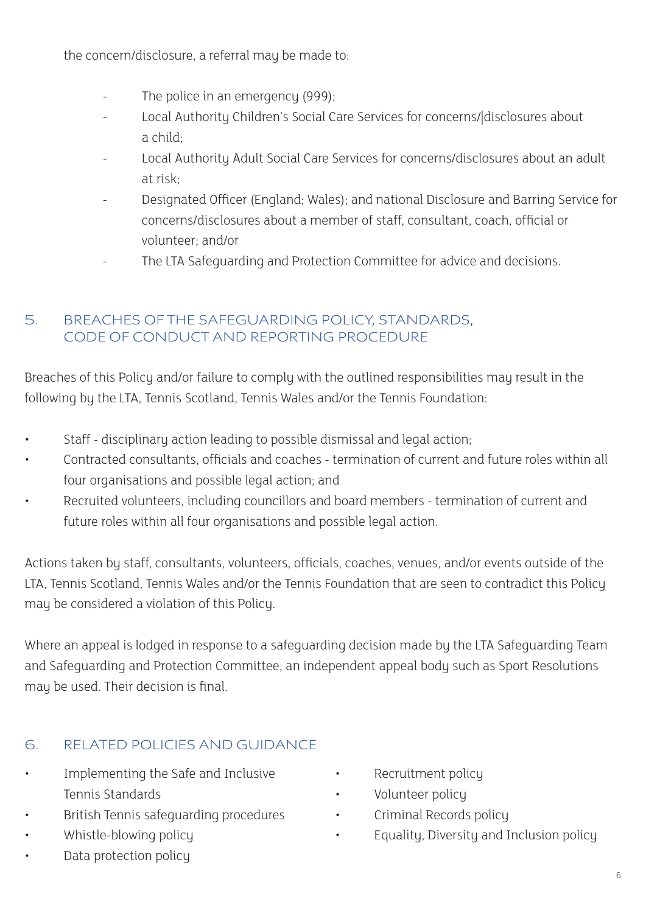the concern/disclosure, a referral may be made to:

- The police in an emergency (999);
- Local Authority Children's Social Care Services for concerns/|disclosures about a child;
- Local Authority Adult Social Care Services for concerns/disclosures about an adult at risk;
- Designated Officer (England; Wales); and national Disclosure and Barring Service for concerns/disclosures about a member of staff, consultant, coach, official or volunteer; and/or
- The LTA Safeguarding and Protection Committee for advice and decisions.

## 5. BREACHES OF THE SAFEGUARDING POLICY, STANDARDS, CODE OF CONDUCT AND REPORTING PROCEDURE

Breaches of this Policy and/or failure to comply with the outlined responsibilities may result in the following by the LTA, Tennis Scotland, Tennis Wales and/or the Tennis Foundation:

- Staff - disciplinary action leading to possible dismissal and legal action;
- Contracted consultants, officials and coaches - termination of current and future roles within all four organisations and possible legal action; and
- Recruited volunteers, including councillors and board members - termination of current and future roles within all four organisations and possible legal action.

Actions taken by staff, consultants, volunteers, officials, coaches, venues, and/or events outside of the LTA, Tennis Scotland, Tennis Wales and/or the Tennis Foundation that are seen to contradict this Policy may be considered a violation of this Policy.

Where an appeal is lodged in response to a safeguarding decision made by the LTA Safeguarding Team and Safeguarding and Protection Committee, an independent appeal body such as Sport Resolutions may be used. Their decision is final.

## 6. RELATED POLICIES AND GUIDANCE

- Implementing the Safe and Inclusive Tennis Standards
- British Tennis safeguarding procedures
- Whistle-blowing policy
- Data protection policy
- Recruitment policy
- Volunteer policy
- Criminal Records policy
- Equality, Diversity and Inclusion policy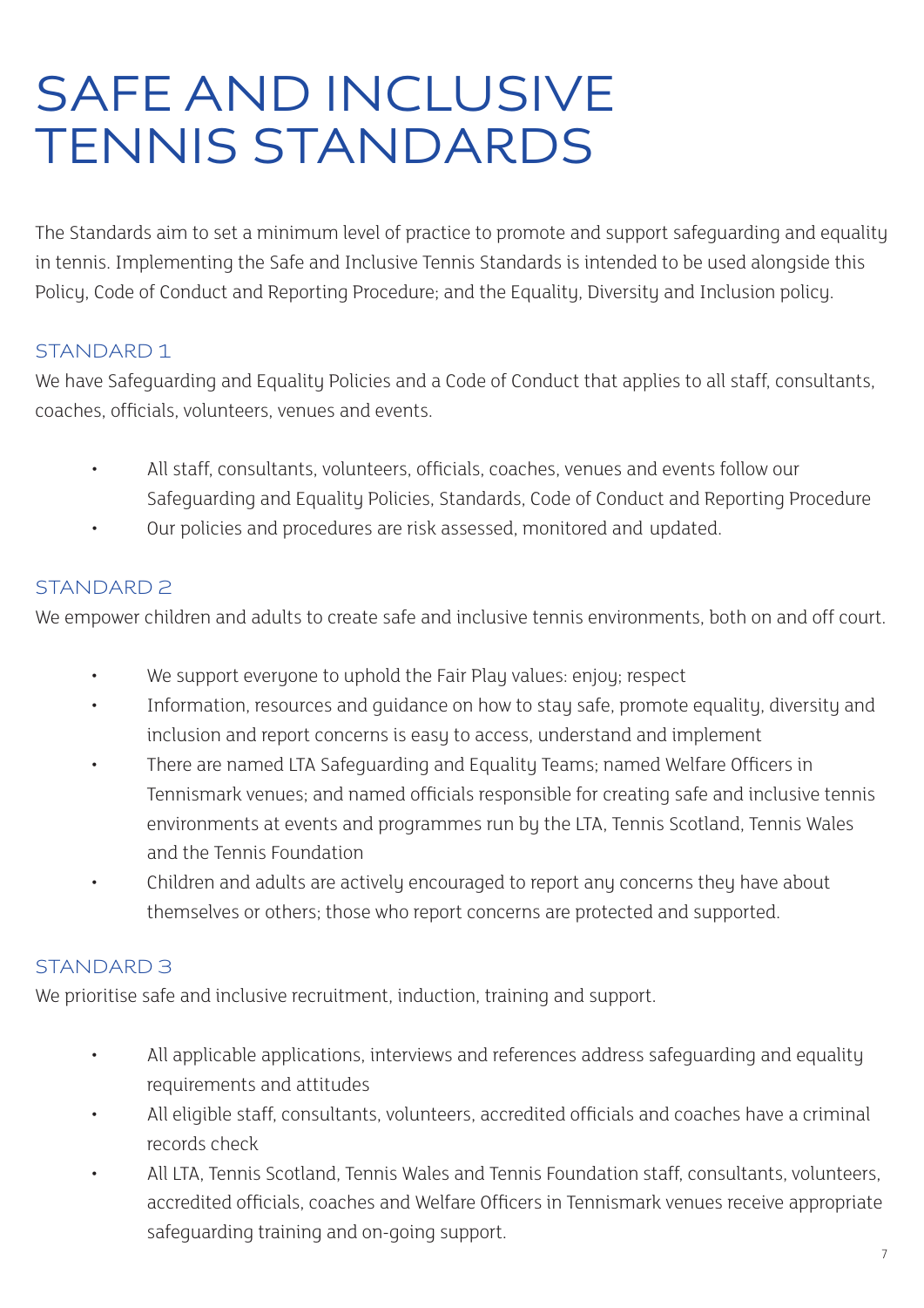# SAFE AND INCLUSIVE TENNIS STANDARDS

The Standards aim to set a minimum level of practice to promote and support safeguarding and equality in tennis. Implementing the Safe and Inclusive Tennis Standards is intended to be used alongside this Policy, Code of Conduct and Reporting Procedure; and the Equality, Diversity and Inclusion policy.

## STANDARD 1

We have Safeguarding and Equality Policies and a Code of Conduct that applies to all staff, consultants, coaches, officials, volunteers, venues and events.

- All staff, consultants, volunteers, officials, coaches, venues and events follow our Safeguarding and Equality Policies, Standards, Code of Conduct and Reporting Procedure
- Our policies and procedures are risk assessed, monitored and updated.

## STANDARD 2

We empower children and adults to create safe and inclusive tennis environments, both on and off court.

- We support everyone to uphold the Fair Play values: enjoy; respect
- Information, resources and guidance on how to stay safe, promote equality, diversity and inclusion and report concerns is easy to access, understand and implement
- There are named LTA Safeguarding and Equality Teams; named Welfare Officers in Tennismark venues; and named officials responsible for creating safe and inclusive tennis environments at events and programmes run by the LTA, Tennis Scotland, Tennis Wales and the Tennis Foundation
- Children and adults are actively encouraged to report any concerns they have about themselves or others; those who report concerns are protected and supported.

## STANDARD 3

We prioritise safe and inclusive recruitment, induction, training and support.

- All applicable applications, interviews and references address safeguarding and equality requirements and attitudes
- All eligible staff, consultants, volunteers, accredited officials and coaches have a criminal records check
- All LTA, Tennis Scotland, Tennis Wales and Tennis Foundation staff, consultants, volunteers, accredited officials, coaches and Welfare Officers in Tennismark venues receive appropriate safeguarding training and on-going support.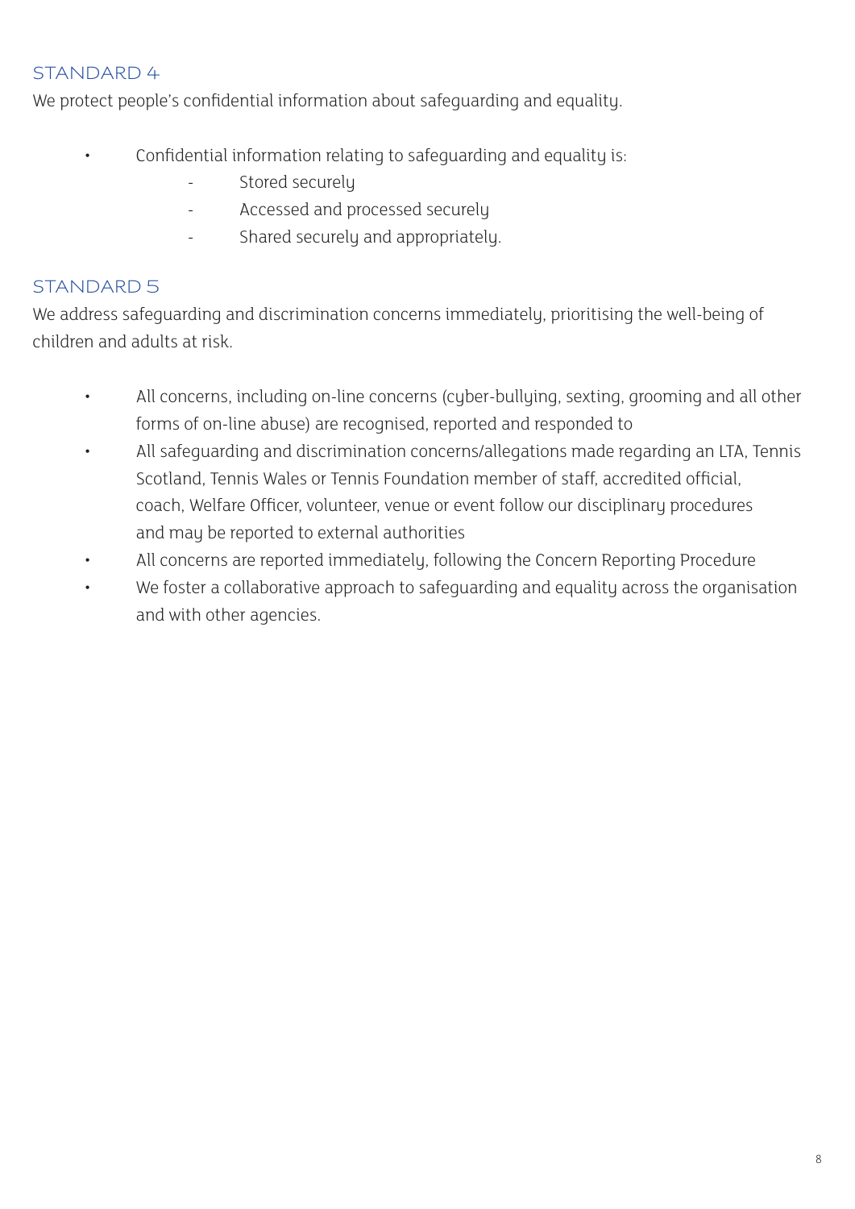## STANDARD 4

We protect people's confidential information about safeguarding and equality.

- Confidential information relating to safeguarding and equality is:
    - Stored securely
    - Accessed and processed securely
    - Shared securely and appropriately.

## STANDARD 5

We address safeguarding and discrimination concerns immediately, prioritising the well-being of children and adults at risk.

- All concerns, including on-line concerns (cyber-bullying, sexting, grooming and all other forms of on-line abuse) are recognised, reported and responded to
- All safeguarding and discrimination concerns/allegations made regarding an LTA, Tennis Scotland, Tennis Wales or Tennis Foundation member of staff, accredited official, coach, Welfare Officer, volunteer, venue or event follow our disciplinary procedures and may be reported to external authorities
- All concerns are reported immediately, following the Concern Reporting Procedure
- We foster a collaborative approach to safeguarding and equality across the organisation and with other agencies.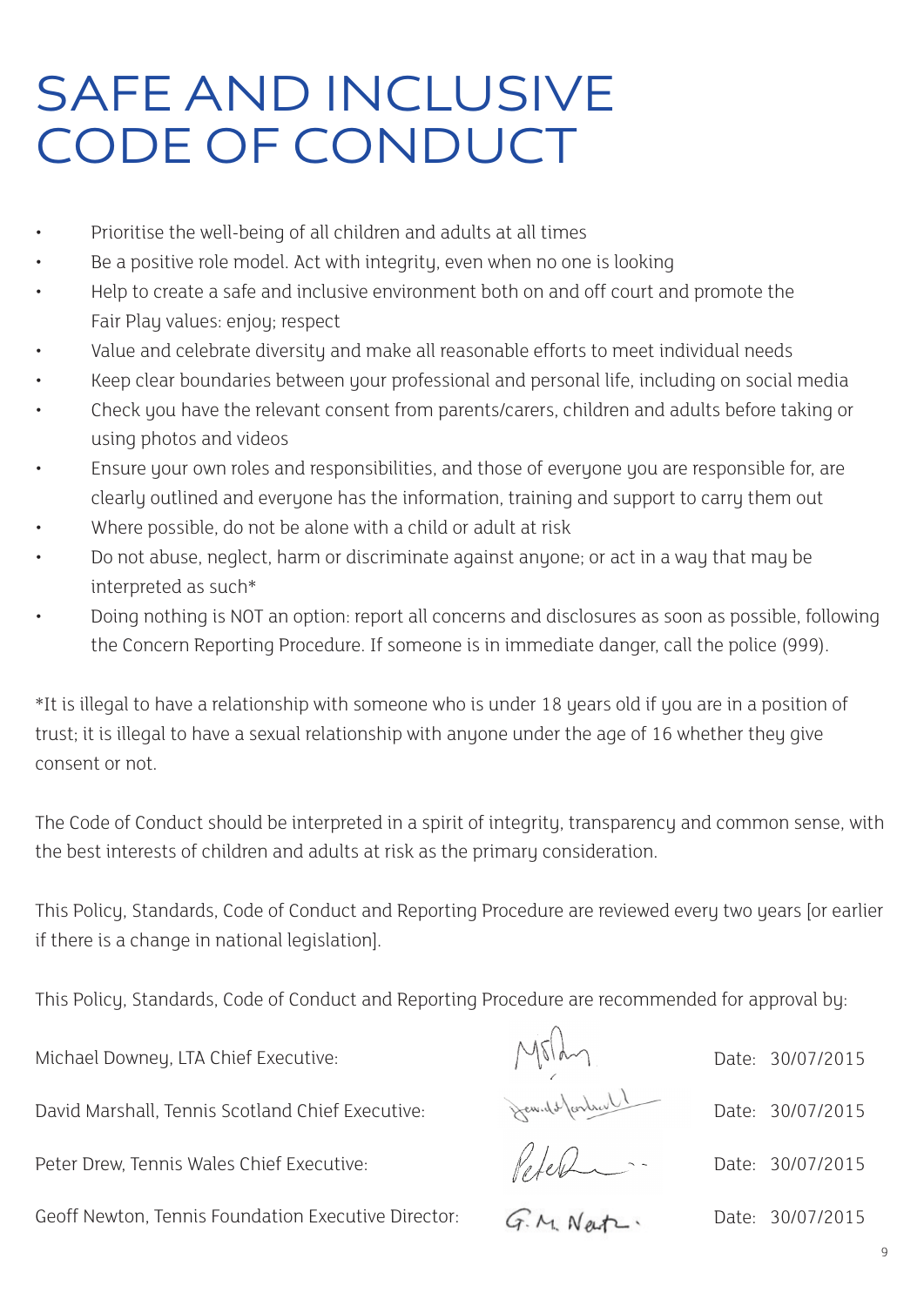# SAFE AND INCLUSIVE CODE OF CONDUCT

- Prioritise the well-being of all children and adults at all times
- Be a positive role model. Act with integrity, even when no one is looking
- Help to create a safe and inclusive environment both on and off court and promote the Fair Play values: enjoy; respect
- Value and celebrate diversity and make all reasonable efforts to meet individual needs
- Keep clear boundaries between your professional and personal life, including on social media
- Check you have the relevant consent from parents/carers, children and adults before taking or using photos and videos
- Ensure your own roles and responsibilities, and those of everyone you are responsible for, are clearly outlined and everyone has the information, training and support to carry them out
- Where possible, do not be alone with a child or adult at risk
- Do not abuse, neglect, harm or discriminate against anyone; or act in a way that may be interpreted as such*
- Doing nothing is NOT an option: report all concerns and disclosures as soon as possible, following the Concern Reporting Procedure. If someone is in immediate danger, call the police (999).

*It is illegal to have a relationship with someone who is under 18 years old if you are in a position of trust; it is illegal to have a sexual relationship with anyone under the age of 16 whether they give consent or not.

The Code of Conduct should be interpreted in a spirit of integrity, transparency and common sense, with the best interests of children and adults at risk as the primary consideration.

This Policy, Standards, Code of Conduct and Reporting Procedure are reviewed every two years [or earlier if there is a change in national legislation].

This Policy, Standards, Code of Conduct and Reporting Procedure are recommended for approval by:

Michael Downey, LTA Chief Executive: [signature] Date: 30/07/2015

David Marshall, Tennis Scotland Chief Executive: [signature] Date: 30/07/2015

Peter Drew, Tennis Wales Chief Executive: [signature] Date: 30/07/2015

Geoff Newton, Tennis Foundation Executive Director: [signature] Date: 30/07/2015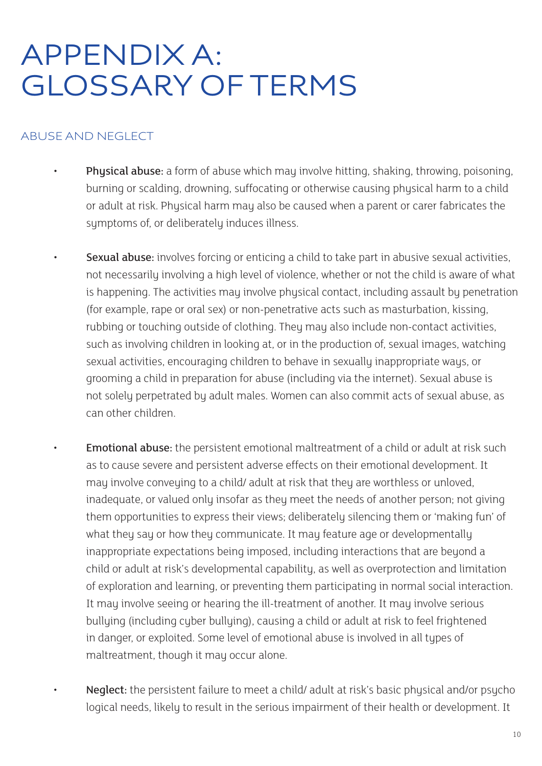# APPENDIX A: GLOSSARY OF TERMS

## ABUSE AND NEGLECT

- **Physical abuse:** a form of abuse which may involve hitting, shaking, throwing, poisoning, burning or scalding, drowning, suffocating or otherwise causing physical harm to a child or adult at risk. Physical harm may also be caused when a parent or carer fabricates the symptoms of, or deliberately induces illness.

- **Sexual abuse:** involves forcing or enticing a child to take part in abusive sexual activities, not necessarily involving a high level of violence, whether or not the child is aware of what is happening. The activities may involve physical contact, including assault by penetration (for example, rape or oral sex) or non-penetrative acts such as masturbation, kissing, rubbing or touching outside of clothing. They may also include non-contact activities, such as involving children in looking at, or in the production of, sexual images, watching sexual activities, encouraging children to behave in sexually inappropriate ways, or grooming a child in preparation for abuse (including via the internet). Sexual abuse is not solely perpetrated by adult males. Women can also commit acts of sexual abuse, as can other children.

- **Emotional abuse:** the persistent emotional maltreatment of a child or adult at risk such as to cause severe and persistent adverse effects on their emotional development. It may involve conveying to a child/ adult at risk that they are worthless or unloved, inadequate, or valued only insofar as they meet the needs of another person; not giving them opportunities to express their views; deliberately silencing them or 'making fun' of what they say or how they communicate. It may feature age or developmentally inappropriate expectations being imposed, including interactions that are beyond a child or adult at risk's developmental capability, as well as overprotection and limitation of exploration and learning, or preventing them participating in normal social interaction. It may involve seeing or hearing the ill-treatment of another. It may involve serious bullying (including cyber bullying), causing a child or adult at risk to feel frightened in danger, or exploited. Some level of emotional abuse is involved in all types of maltreatment, though it may occur alone.

- **Neglect:** the persistent failure to meet a child/ adult at risk's basic physical and/or psycho logical needs, likely to result in the serious impairment of their health or development. It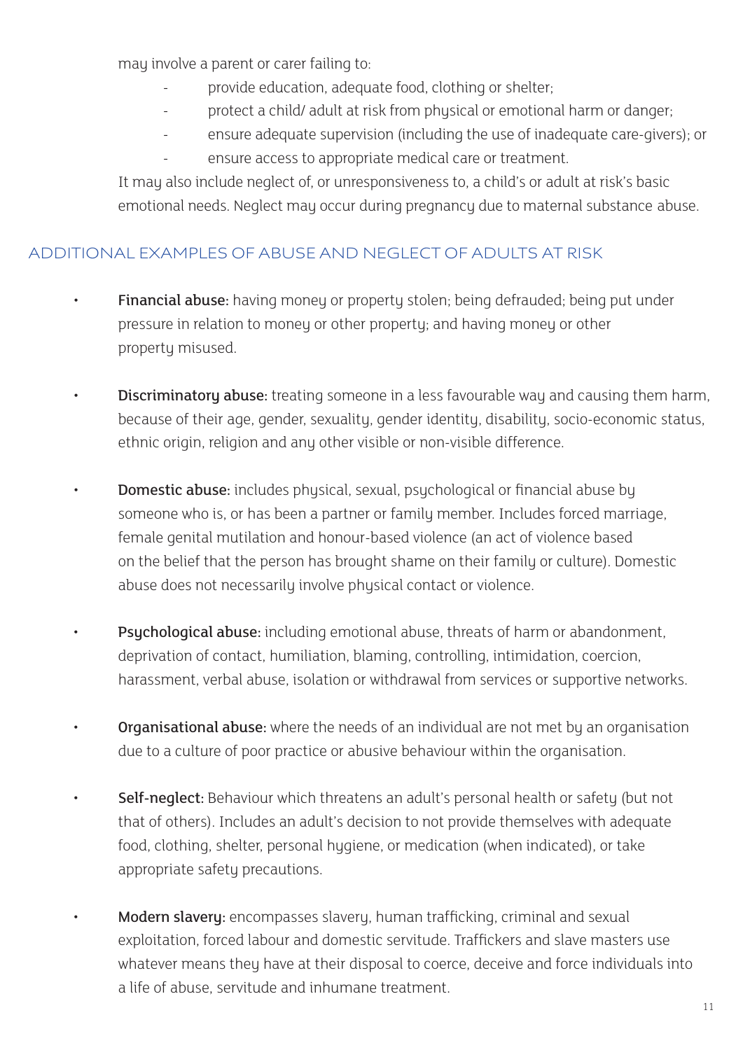may involve a parent or carer failing to:

- provide education, adequate food, clothing or shelter;
- protect a child/ adult at risk from physical or emotional harm or danger;
- ensure adequate supervision (including the use of inadequate care-givers); or
- ensure access to appropriate medical care or treatment.

It may also include neglect of, or unresponsiveness to, a child's or adult at risk's basic emotional needs. Neglect may occur during pregnancy due to maternal substance abuse.

## ADDITIONAL EXAMPLES OF ABUSE AND NEGLECT OF ADULTS AT RISK

- **Financial abuse:** having money or property stolen; being defrauded; being put under pressure in relation to money or other property; and having money or other property misused.

- **Discriminatory abuse:** treating someone in a less favourable way and causing them harm, because of their age, gender, sexuality, gender identity, disability, socio-economic status, ethnic origin, religion and any other visible or non-visible difference.

- **Domestic abuse:** includes physical, sexual, psychological or financial abuse by someone who is, or has been a partner or family member. Includes forced marriage, female genital mutilation and honour-based violence (an act of violence based on the belief that the person has brought shame on their family or culture). Domestic abuse does not necessarily involve physical contact or violence.

- **Psychological abuse:** including emotional abuse, threats of harm or abandonment, deprivation of contact, humiliation, blaming, controlling, intimidation, coercion, harassment, verbal abuse, isolation or withdrawal from services or supportive networks.

- **Organisational abuse:** where the needs of an individual are not met by an organisation due to a culture of poor practice or abusive behaviour within the organisation.

- **Self-neglect:** Behaviour which threatens an adult's personal health or safety (but not that of others). Includes an adult's decision to not provide themselves with adequate food, clothing, shelter, personal hygiene, or medication (when indicated), or take appropriate safety precautions.

- **Modern slavery:** encompasses slavery, human trafficking, criminal and sexual exploitation, forced labour and domestic servitude. Traffickers and slave masters use whatever means they have at their disposal to coerce, deceive and force individuals into a life of abuse, servitude and inhumane treatment.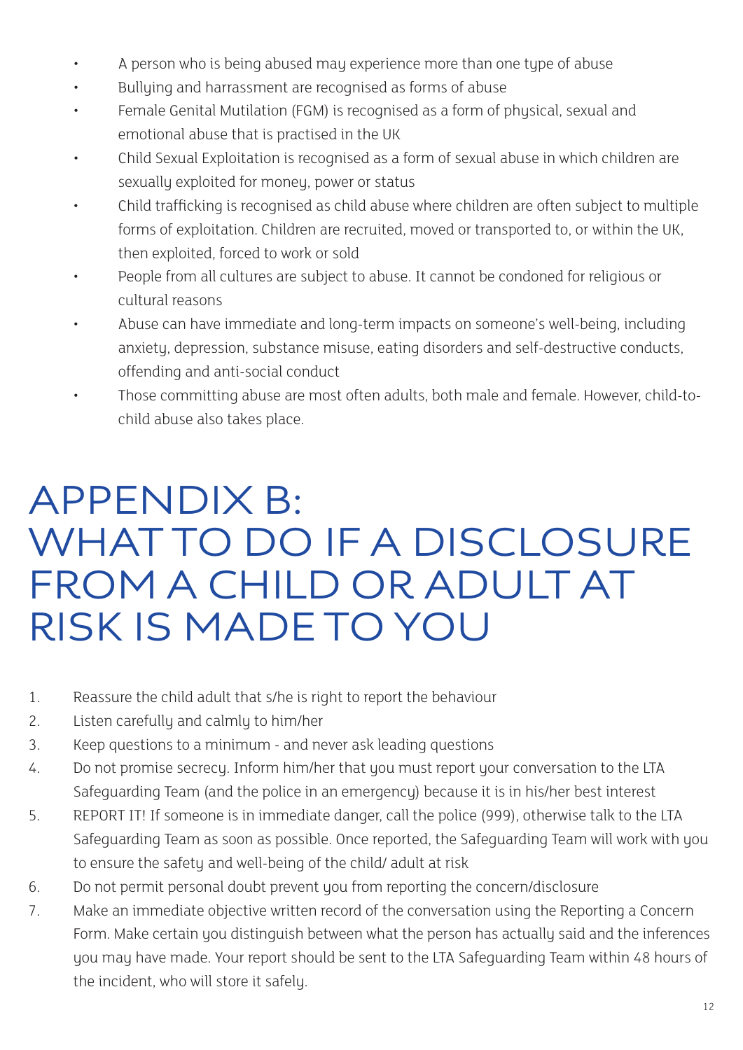- A person who is being abused may experience more than one type of abuse
- Bullying and harrassment are recognised as forms of abuse
- Female Genital Mutilation (FGM) is recognised as a form of physical, sexual and emotional abuse that is practised in the UK
- Child Sexual Exploitation is recognised as a form of sexual abuse in which children are sexually exploited for money, power or status
- Child trafficking is recognised as child abuse where children are often subject to multiple forms of exploitation. Children are recruited, moved or transported to, or within the UK, then exploited, forced to work or sold
- People from all cultures are subject to abuse. It cannot be condoned for religious or cultural reasons
- Abuse can have immediate and long-term impacts on someone's well-being, including anxiety, depression, substance misuse, eating disorders and self-destructive conducts, offending and anti-social conduct
- Those committing abuse are most often adults, both male and female. However, child-to-child abuse also takes place.

# APPENDIX B: WHAT TO DO IF A DISCLOSURE FROM A CHILD OR ADULT AT RISK IS MADE TO YOU

1. Reassure the child adult that s/he is right to report the behaviour
2. Listen carefully and calmly to him/her
3. Keep questions to a minimum - and never ask leading questions
4. Do not promise secrecy. Inform him/her that you must report your conversation to the LTA Safeguarding Team (and the police in an emergency) because it is in his/her best interest
5. REPORT IT! If someone is in immediate danger, call the police (999), otherwise talk to the LTA Safeguarding Team as soon as possible. Once reported, the Safeguarding Team will work with you to ensure the safety and well-being of the child/ adult at risk
6. Do not permit personal doubt prevent you from reporting the concern/disclosure
7. Make an immediate objective written record of the conversation using the Reporting a Concern Form. Make certain you distinguish between what the person has actually said and the inferences you may have made. Your report should be sent to the LTA Safeguarding Team within 48 hours of the incident, who will store it safely.